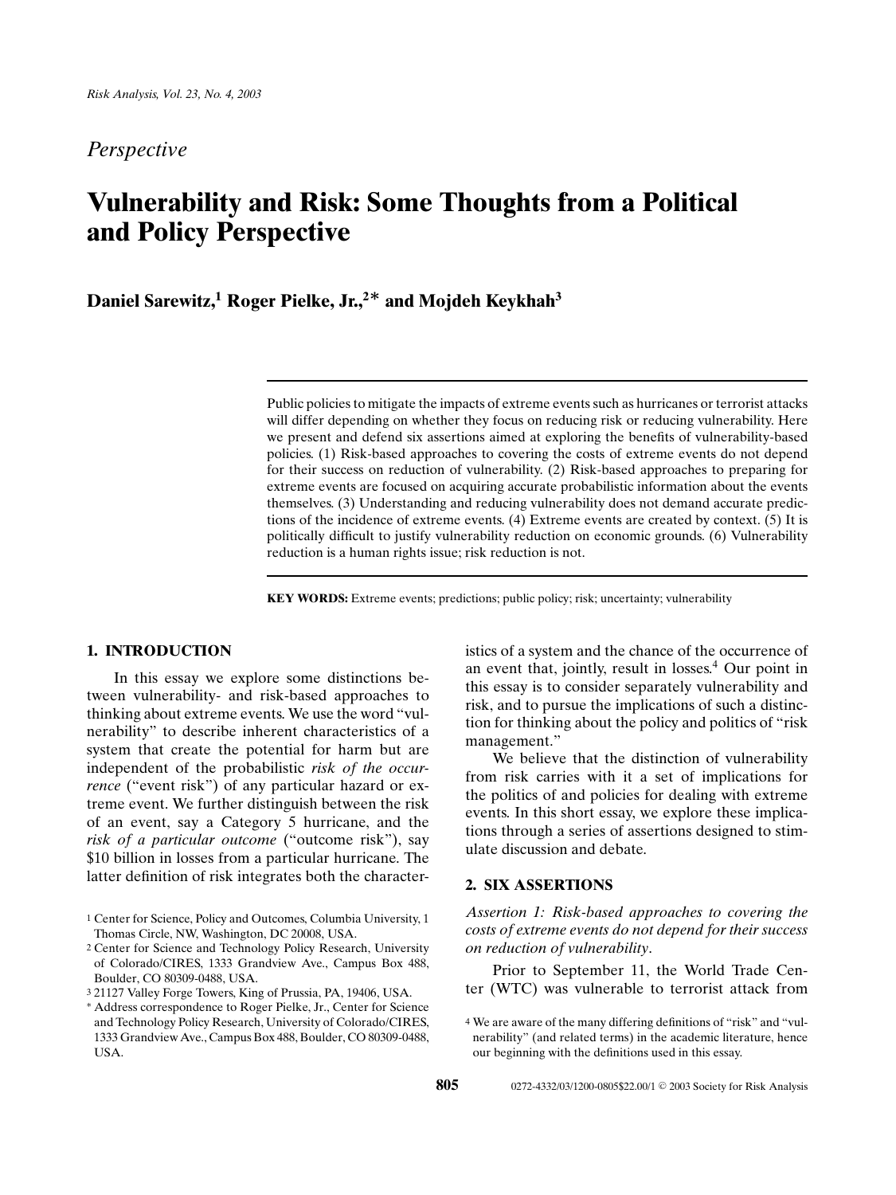*Perspective*

# Vulnerability and Risk: Some Thoughts from a Political and Policy Perspective

**Daniel Sarewitz,[1] Roger Pielke, Jr.,[2]* and Mojdeh Keykhah[3]**

Public policies to mitigate the impacts of extreme events such as hurricanes or terrorist attacks will differ depending on whether they focus on reducing risk or reducing vulnerability. Here we present and defend six assertions aimed at exploring the benefits of vulnerability-based policies. (1) Risk-based approaches to covering the costs of extreme events do not depend for their success on reduction of vulnerability. (2) Risk-based approaches to preparing for extreme events are focused on acquiring accurate probabilistic information about the events themselves. (3) Understanding and reducing vulnerability does not demand accurate predictions of the incidence of extreme events. (4) Extreme events are created by context. (5) It is politically difficult to justify vulnerability reduction on economic grounds. (6) Vulnerability reduction is a human rights issue; risk reduction is not.

**KEY WORDS:** Extreme events; predictions; public policy; risk; uncertainty; vulnerability

## 1. INTRODUCTION

In this essay we explore some distinctions between vulnerability- and risk-based approaches to thinking about extreme events. We use the word "vulnerability" to describe inherent characteristics of a system that create the potential for harm but are independent of the probabilistic *risk of the occurrence* ("event risk") of any particular hazard or extreme event. We further distinguish between the risk of an event, say a Category 5 hurricane, and the *risk of a particular outcome* ("outcome risk"), say \$10 billion in losses from a particular hurricane. The latter definition of risk integrates both the characteristics of a system and the chance of the occurrence of an event that, jointly, result in losses.[4] Our point in this essay is to consider separately vulnerability and risk, and to pursue the implications of such a distinction for thinking about the policy and politics of "risk management."

We believe that the distinction of vulnerability from risk carries with it a set of implications for the politics of and policies for dealing with extreme events. In this short essay, we explore these implications through a series of assertions designed to stimulate discussion and debate.

## 2. SIX ASSERTIONS

*Assertion 1: Risk-based approaches to covering the costs of extreme events do not depend for their success on reduction of vulnerability.*

Prior to September 11, the World Trade Center (WTC) was vulnerable to terrorist attack from

---

[1] Center for Science, Policy and Outcomes, Columbia University, 1 Thomas Circle, NW, Washington, DC 20008, USA.

[2] Center for Science and Technology Policy Research, University of Colorado/CIRES, 1333 Grandview Ave., Campus Box 488, Boulder, CO 80309-0488, USA.

[3] 21127 Valley Forge Towers, King of Prussia, PA, 19406, USA.

* Address correspondence to Roger Pielke, Jr., Center for Science and Technology Policy Research, University of Colorado/CIRES, 1333 Grandview Ave., Campus Box 488, Boulder, CO 80309-0488, USA.

[4] We are aware of the many differing definitions of "risk" and "vulnerability" (and related terms) in the academic literature, hence our beginning with the definitions used in this essay.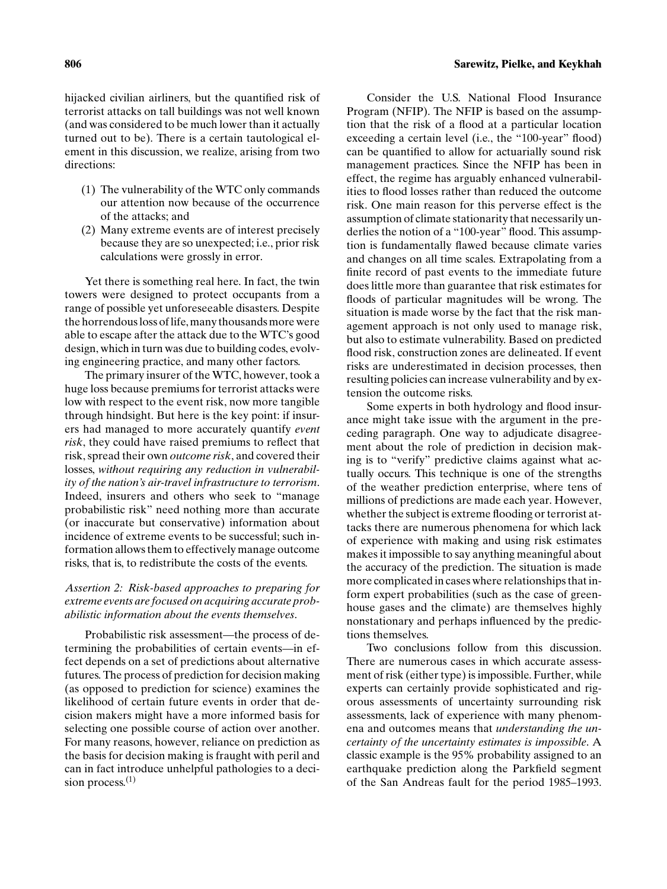hijacked civilian airliners, but the quantified risk of terrorist attacks on tall buildings was not well known (and was considered to be much lower than it actually turned out to be). There is a certain tautological element in this discussion, we realize, arising from two directions:

(1) The vulnerability of the WTC only commands our attention now because of the occurrence of the attacks; and
(2) Many extreme events are of interest precisely because they are so unexpected; i.e., prior risk calculations were grossly in error.

Yet there is something real here. In fact, the twin towers were designed to protect occupants from a range of possible yet unforeseeable disasters. Despite the horrendous loss of life, many thousands more were able to escape after the attack due to the WTC's good design, which in turn was due to building codes, evolving engineering practice, and many other factors.

The primary insurer of the WTC, however, took a huge loss because premiums for terrorist attacks were low with respect to the event risk, now more tangible through hindsight. But here is the key point: if insurers had managed to more accurately quantify *event risk*, they could have raised premiums to reflect that risk, spread their own *outcome risk*, and covered their losses, *without requiring any reduction in vulnerability of the nation's air-travel infrastructure to terrorism*. Indeed, insurers and others who seek to "manage probabilistic risk" need nothing more than accurate (or inaccurate but conservative) information about incidence of extreme events to be successful; such information allows them to effectively manage outcome risks, that is, to redistribute the costs of the events.

*Assertion 2: Risk-based approaches to preparing for extreme events are focused on acquiring accurate probabilistic information about the events themselves*.

Probabilistic risk assessment—the process of determining the probabilities of certain events—in effect depends on a set of predictions about alternative futures. The process of prediction for decision making (as opposed to prediction for science) examines the likelihood of certain future events in order that decision makers might have a more informed basis for selecting one possible course of action over another. For many reasons, however, reliance on prediction as the basis for decision making is fraught with peril and can in fact introduce unhelpful pathologies to a decision process.[1]

Consider the U.S. National Flood Insurance Program (NFIP). The NFIP is based on the assumption that the risk of a flood at a particular location exceeding a certain level (i.e., the "100-year" flood) can be quantified to allow for actuarially sound risk management practices. Since the NFIP has been in effect, the regime has arguably enhanced vulnerabilities to flood losses rather than reduced the outcome risk. One main reason for this perverse effect is the assumption of climate stationarity that necessarily underlies the notion of a "100-year" flood. This assumption is fundamentally flawed because climate varies and changes on all time scales. Extrapolating from a finite record of past events to the immediate future does little more than guarantee that risk estimates for floods of particular magnitudes will be wrong. The situation is made worse by the fact that the risk management approach is not only used to manage risk, but also to estimate vulnerability. Based on predicted flood risk, construction zones are delineated. If event risks are underestimated in decision processes, then resulting policies can increase vulnerability and by extension the outcome risks.

Some experts in both hydrology and flood insurance might take issue with the argument in the preceding paragraph. One way to adjudicate disagreement about the role of prediction in decision making is to "verify" predictive claims against what actually occurs. This technique is one of the strengths of the weather prediction enterprise, where tens of millions of predictions are made each year. However, whether the subject is extreme flooding or terrorist attacks there are numerous phenomena for which lack of experience with making and using risk estimates makes it impossible to say anything meaningful about the accuracy of the prediction. The situation is made more complicated in cases where relationships that inform expert probabilities (such as the case of greenhouse gases and the climate) are themselves highly nonstationary and perhaps influenced by the predictions themselves.

Two conclusions follow from this discussion. There are numerous cases in which accurate assessment of risk (either type) is impossible. Further, while experts can certainly provide sophisticated and rigorous assessments of uncertainty surrounding risk assessments, lack of experience with many phenomena and outcomes means that *understanding the uncertainty of the uncertainty estimates is impossible*. A classic example is the 95% probability assigned to an earthquake prediction along the Parkfield segment of the San Andreas fault for the period 1985–1993.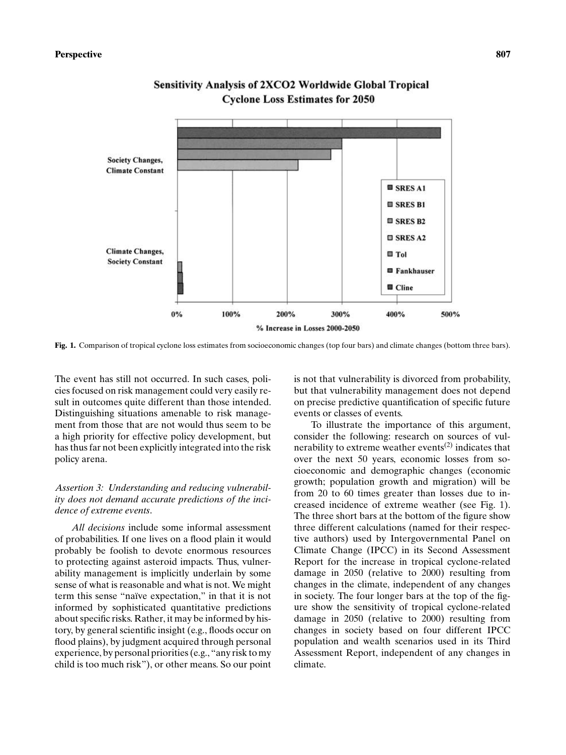Sensitivity Analysis of 2XCO2 Worldwide Global Tropical Cyclone Loss Estimates for 2050

**Fig. 1.** Comparison of tropical cyclone loss estimates from socioeconomic changes (top four bars) and climate changes (bottom three bars).

The event has still not occurred. In such cases, policies focused on risk management could very easily result in outcomes quite different than those intended. Distinguishing situations amenable to risk management from those that are not would thus seem to be a high priority for effective policy development, but has thus far not been explicitly integrated into the risk policy arena.

*Assertion 3: Understanding and reducing vulnerability does not demand accurate predictions of the incidence of extreme events*.

*All decisions* include some informal assessment of probabilities. If one lives on a flood plain it would probably be foolish to devote enormous resources to protecting against asteroid impacts. Thus, vulnerability management is implicitly underlain by some sense of what is reasonable and what is not. We might term this sense "naïve expectation," in that it is not informed by sophisticated quantitative predictions about specific risks. Rather, it may be informed by history, by general scientific insight (e.g., floods occur on flood plains), by judgment acquired through personal experience, by personal priorities (e.g., "any risk to my child is too much risk"), or other means. So our point is not that vulnerability is divorced from probability, but that vulnerability management does not depend on precise predictive quantification of specific future events or classes of events.

To illustrate the importance of this argument, consider the following: research on sources of vulnerability to extreme weather events[2] indicates that over the next 50 years, economic losses from socioeconomic and demographic changes (economic growth; population growth and migration) will be from 20 to 60 times greater than losses due to increased incidence of extreme weather (see Fig. 1). The three short bars at the bottom of the figure show three different calculations (named for their respective authors) used by Intergovernmental Panel on Climate Change (IPCC) in its Second Assessment Report for the increase in tropical cyclone-related damage in 2050 (relative to 2000) resulting from changes in the climate, independent of any changes in society. The four longer bars at the top of the figure show the sensitivity of tropical cyclone-related damage in 2050 (relative to 2000) resulting from changes in society based on four different IPCC population and wealth scenarios used in its Third Assessment Report, independent of any changes in climate.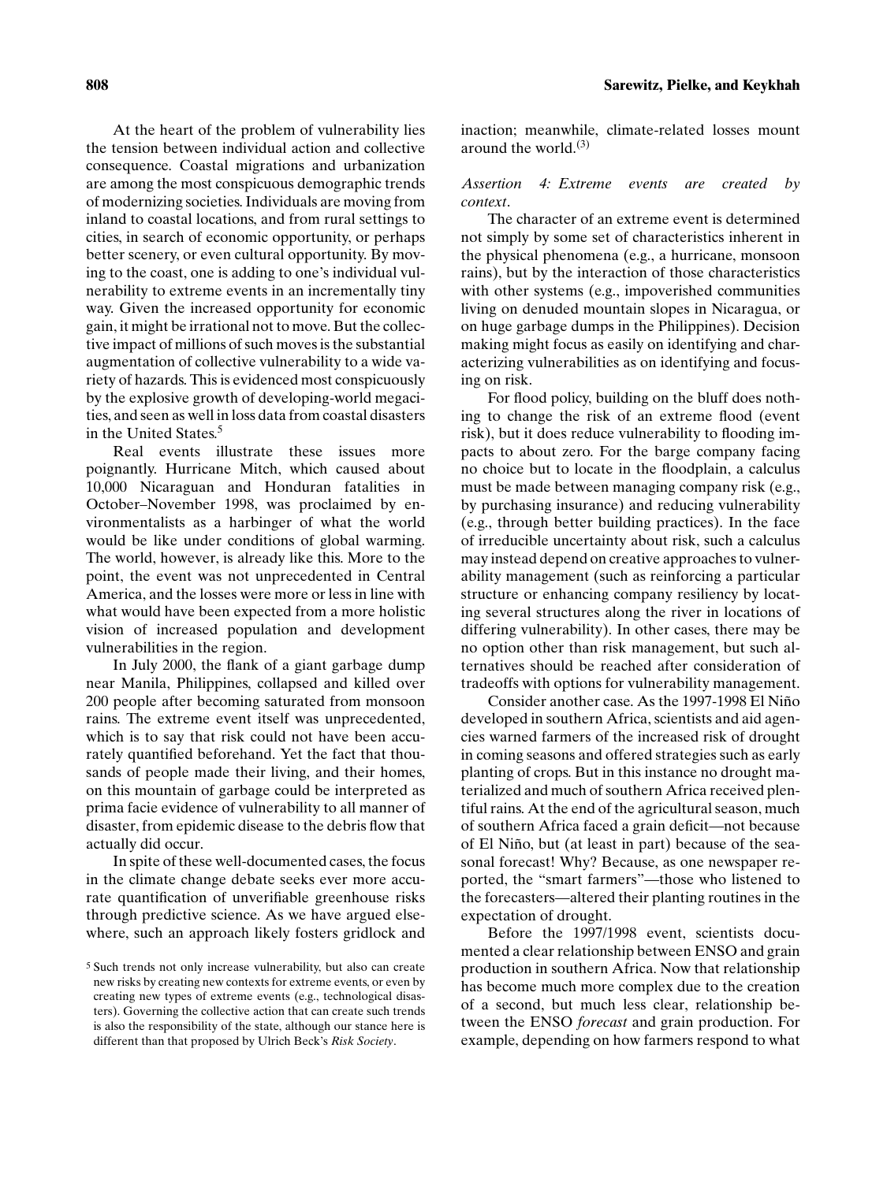At the heart of the problem of vulnerability lies the tension between individual action and collective consequence. Coastal migrations and urbanization are among the most conspicuous demographic trends of modernizing societies. Individuals are moving from inland to coastal locations, and from rural settings to cities, in search of economic opportunity, or perhaps better scenery, or even cultural opportunity. By moving to the coast, one is adding to one's individual vulnerability to extreme events in an incrementally tiny way. Given the increased opportunity for economic gain, it might be irrational not to move. But the collective impact of millions of such moves is the substantial augmentation of collective vulnerability to a wide variety of hazards. This is evidenced most conspicuously by the explosive growth of developing-world megacities, and seen as well in loss data from coastal disasters in the United States.[5]

Real events illustrate these issues more poignantly. Hurricane Mitch, which caused about 10,000 Nicaraguan and Honduran fatalities in October–November 1998, was proclaimed by environmentalists as a harbinger of what the world would be like under conditions of global warming. The world, however, is already like this. More to the point, the event was not unprecedented in Central America, and the losses were more or less in line with what would have been expected from a more holistic vision of increased population and development vulnerabilities in the region.

In July 2000, the flank of a giant garbage dump near Manila, Philippines, collapsed and killed over 200 people after becoming saturated from monsoon rains. The extreme event itself was unprecedented, which is to say that risk could not have been accurately quantified beforehand. Yet the fact that thousands of people made their living, and their homes, on this mountain of garbage could be interpreted as prima facie evidence of vulnerability to all manner of disaster, from epidemic disease to the debris flow that actually did occur.

In spite of these well-documented cases, the focus in the climate change debate seeks ever more accurate quantification of unverifiable greenhouse risks through predictive science. As we have argued elsewhere, such an approach likely fosters gridlock and inaction; meanwhile, climate-related losses mount around the world.[(3)]

*Assertion 4: Extreme events are created by context*.

The character of an extreme event is determined not simply by some set of characteristics inherent in the physical phenomena (e.g., a hurricane, monsoon rains), but by the interaction of those characteristics with other systems (e.g., impoverished communities living on denuded mountain slopes in Nicaragua, or on huge garbage dumps in the Philippines). Decision making might focus as easily on identifying and characterizing vulnerabilities as on identifying and focusing on risk.

For flood policy, building on the bluff does nothing to change the risk of an extreme flood (event risk), but it does reduce vulnerability to flooding impacts to about zero. For the barge company facing no choice but to locate in the floodplain, a calculus must be made between managing company risk (e.g., by purchasing insurance) and reducing vulnerability (e.g., through better building practices). In the face of irreducible uncertainty about risk, such a calculus may instead depend on creative approaches to vulnerability management (such as reinforcing a particular structure or enhancing company resiliency by locating several structures along the river in locations of differing vulnerability). In other cases, there may be no option other than risk management, but such alternatives should be reached after consideration of tradeoffs with options for vulnerability management.

Consider another case. As the 1997-1998 El Niño developed in southern Africa, scientists and aid agencies warned farmers of the increased risk of drought in coming seasons and offered strategies such as early planting of crops. But in this instance no drought materialized and much of southern Africa received plentiful rains. At the end of the agricultural season, much of southern Africa faced a grain deficit—not because of El Niño, but (at least in part) because of the seasonal forecast! Why? Because, as one newspaper reported, the "smart farmers"—those who listened to the forecasters—altered their planting routines in the expectation of drought.

Before the 1997/1998 event, scientists documented a clear relationship between ENSO and grain production in southern Africa. Now that relationship has become much more complex due to the creation of a second, but much less clear, relationship between the ENSO *forecast* and grain production. For example, depending on how farmers respond to what

[5] Such trends not only increase vulnerability, but also can create new risks by creating new contexts for extreme events, or even by creating new types of extreme events (e.g., technological disasters). Governing the collective action that can create such trends is also the responsibility of the state, although our stance here is different than that proposed by Ulrich Beck's *Risk Society*.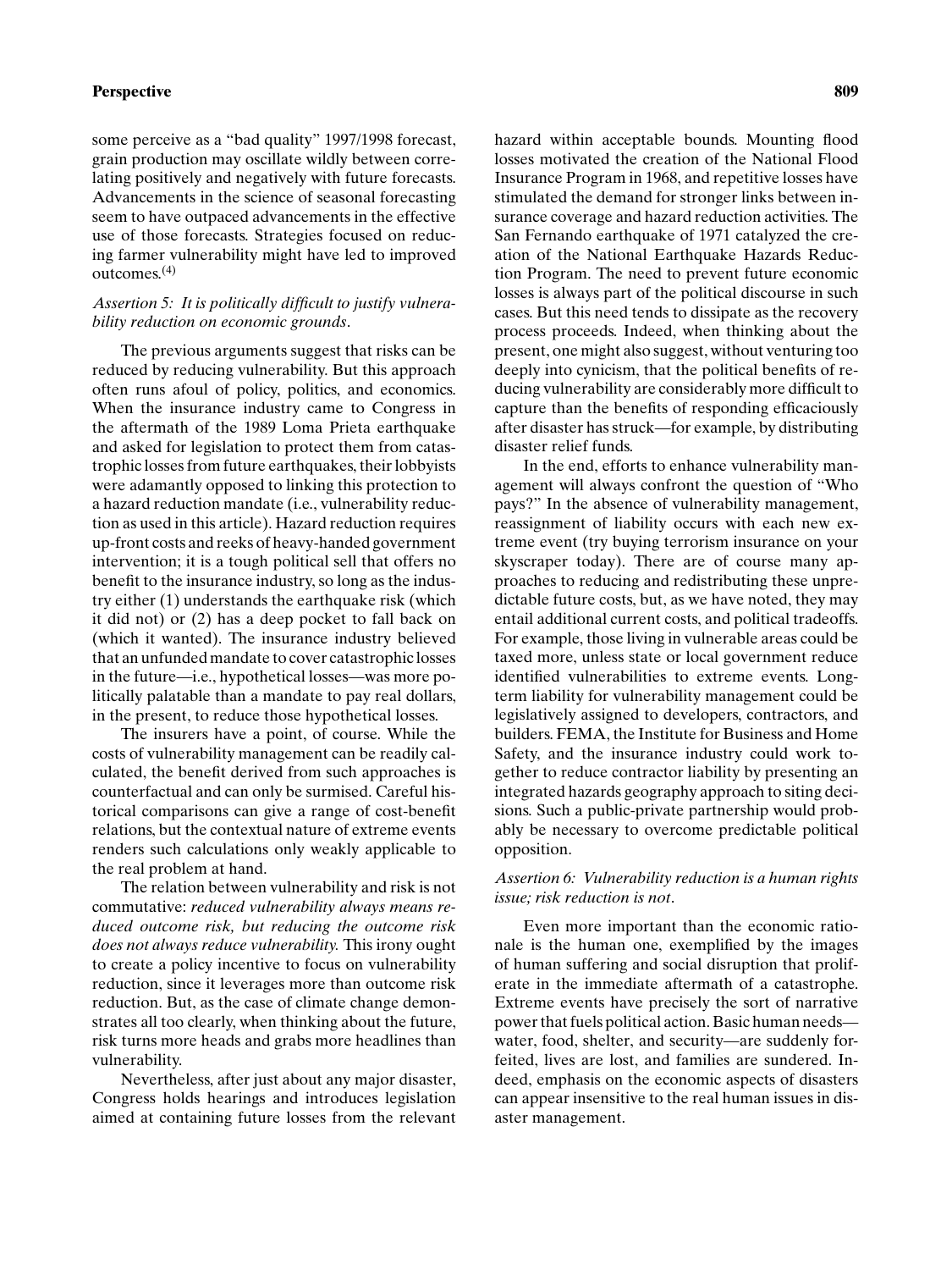some perceive as a "bad quality" 1997/1998 forecast, grain production may oscillate wildly between correlating positively and negatively with future forecasts. Advancements in the science of seasonal forecasting seem to have outpaced advancements in the effective use of those forecasts. Strategies focused on reducing farmer vulnerability might have led to improved outcomes.[4]

*Assertion 5: It is politically difficult to justify vulnerability reduction on economic grounds.*

The previous arguments suggest that risks can be reduced by reducing vulnerability. But this approach often runs afoul of policy, politics, and economics. When the insurance industry came to Congress in the aftermath of the 1989 Loma Prieta earthquake and asked for legislation to protect them from catastrophic losses from future earthquakes, their lobbyists were adamantly opposed to linking this protection to a hazard reduction mandate (i.e., vulnerability reduction as used in this article). Hazard reduction requires up-front costs and reeks of heavy-handed government intervention; it is a tough political sell that offers no benefit to the insurance industry, so long as the industry either (1) understands the earthquake risk (which it did not) or (2) has a deep pocket to fall back on (which it wanted). The insurance industry believed that an unfunded mandate to cover catastrophic losses in the future—i.e., hypothetical losses—was more politically palatable than a mandate to pay real dollars, in the present, to reduce those hypothetical losses.

The insurers have a point, of course. While the costs of vulnerability management can be readily calculated, the benefit derived from such approaches is counterfactual and can only be surmised. Careful historical comparisons can give a range of cost-benefit relations, but the contextual nature of extreme events renders such calculations only weakly applicable to the real problem at hand.

The relation between vulnerability and risk is not commutative: *reduced vulnerability always means reduced outcome risk, but reducing the outcome risk does not always reduce vulnerability.* This irony ought to create a policy incentive to focus on vulnerability reduction, since it leverages more than outcome risk reduction. But, as the case of climate change demonstrates all too clearly, when thinking about the future, risk turns more heads and grabs more headlines than vulnerability.

Nevertheless, after just about any major disaster, Congress holds hearings and introduces legislation aimed at containing future losses from the relevant hazard within acceptable bounds. Mounting flood losses motivated the creation of the National Flood Insurance Program in 1968, and repetitive losses have stimulated the demand for stronger links between insurance coverage and hazard reduction activities. The San Fernando earthquake of 1971 catalyzed the creation of the National Earthquake Hazards Reduction Program. The need to prevent future economic losses is always part of the political discourse in such cases. But this need tends to dissipate as the recovery process proceeds. Indeed, when thinking about the present, one might also suggest, without venturing too deeply into cynicism, that the political benefits of reducing vulnerability are considerably more difficult to capture than the benefits of responding efficaciously after disaster has struck—for example, by distributing disaster relief funds.

In the end, efforts to enhance vulnerability management will always confront the question of "Who pays?" In the absence of vulnerability management, reassignment of liability occurs with each new extreme event (try buying terrorism insurance on your skyscraper today). There are of course many approaches to reducing and redistributing these unpredictable future costs, but, as we have noted, they may entail additional current costs, and political tradeoffs. For example, those living in vulnerable areas could be taxed more, unless state or local government reduce identified vulnerabilities to extreme events. Long-term liability for vulnerability management could be legislatively assigned to developers, contractors, and builders. FEMA, the Institute for Business and Home Safety, and the insurance industry could work together to reduce contractor liability by presenting an integrated hazards geography approach to siting decisions. Such a public-private partnership would probably be necessary to overcome predictable political opposition.

*Assertion 6: Vulnerability reduction is a human rights issue; risk reduction is not.*

Even more important than the economic rationale is the human one, exemplified by the images of human suffering and social disruption that proliferate in the immediate aftermath of a catastrophe. Extreme events have precisely the sort of narrative power that fuels political action. Basic human needs—water, food, shelter, and security—are suddenly forfeited, lives are lost, and families are sundered. Indeed, emphasis on the economic aspects of disasters can appear insensitive to the real human issues in disaster management.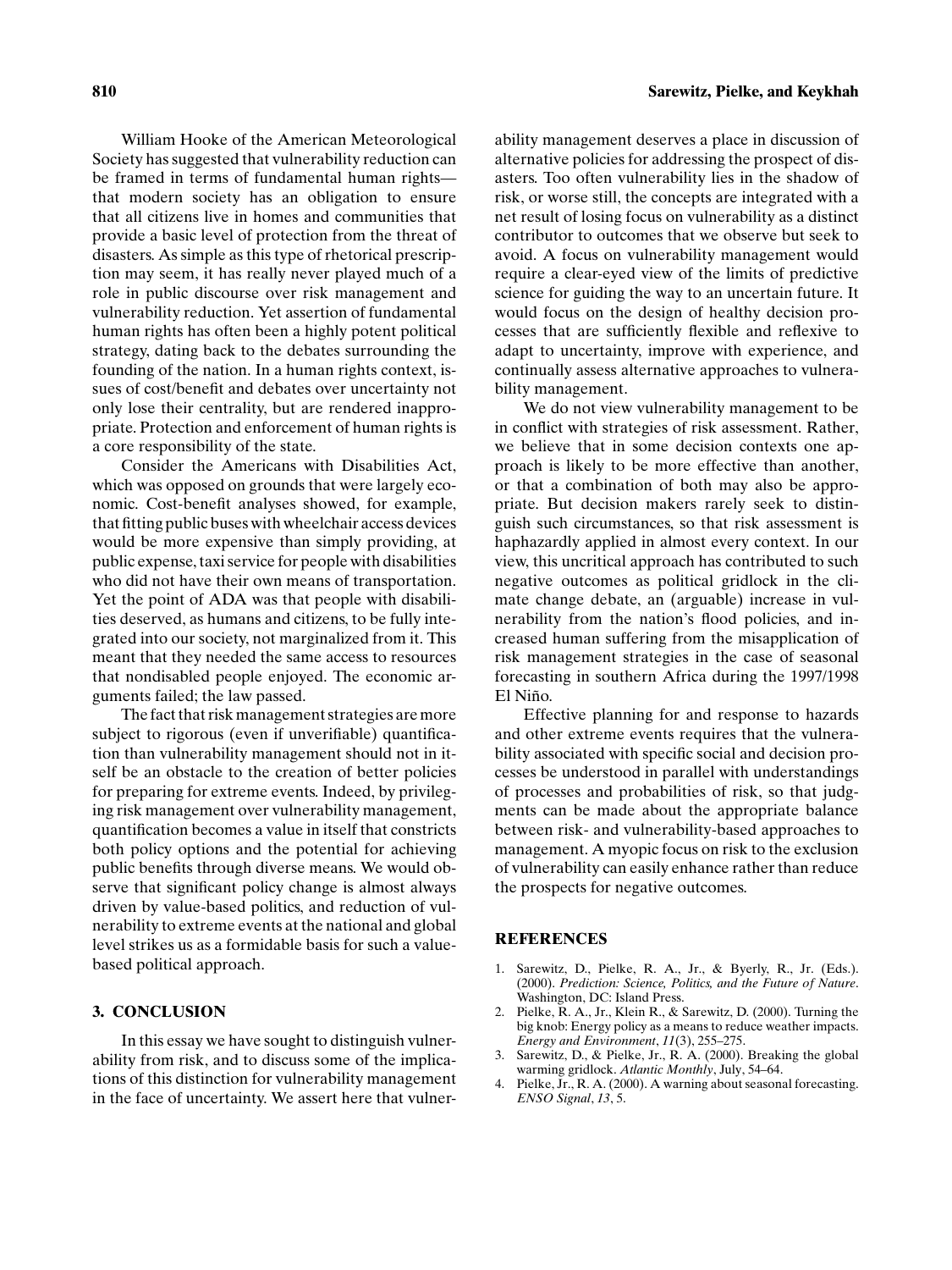William Hooke of the American Meteorological Society has suggested that vulnerability reduction can be framed in terms of fundamental human rights—that modern society has an obligation to ensure that all citizens live in homes and communities that provide a basic level of protection from the threat of disasters. As simple as this type of rhetorical prescription may seem, it has really never played much of a role in public discourse over risk management and vulnerability reduction. Yet assertion of fundamental human rights has often been a highly potent political strategy, dating back to the debates surrounding the founding of the nation. In a human rights context, issues of cost/benefit and debates over uncertainty not only lose their centrality, but are rendered inappropriate. Protection and enforcement of human rights is a core responsibility of the state.

Consider the Americans with Disabilities Act, which was opposed on grounds that were largely economic. Cost-benefit analyses showed, for example, that fitting public buses with wheelchair access devices would be more expensive than simply providing, at public expense, taxi service for people with disabilities who did not have their own means of transportation. Yet the point of ADA was that people with disabilities deserved, as humans and citizens, to be fully integrated into our society, not marginalized from it. This meant that they needed the same access to resources that nondisabled people enjoyed. The economic arguments failed; the law passed.

The fact that risk management strategies are more subject to rigorous (even if unverifiable) quantification than vulnerability management should not in itself be an obstacle to the creation of better policies for preparing for extreme events. Indeed, by privileging risk management over vulnerability management, quantification becomes a value in itself that constricts both policy options and the potential for achieving public benefits through diverse means. We would observe that significant policy change is almost always driven by value-based politics, and reduction of vulnerability to extreme events at the national and global level strikes us as a formidable basis for such a value-based political approach.

## 3. CONCLUSION

In this essay we have sought to distinguish vulnerability from risk, and to discuss some of the implications of this distinction for vulnerability management in the face of uncertainty. We assert here that vulnerability management deserves a place in discussion of alternative policies for addressing the prospect of disasters. Too often vulnerability lies in the shadow of risk, or worse still, the concepts are integrated with a net result of losing focus on vulnerability as a distinct contributor to outcomes that we observe but seek to avoid. A focus on vulnerability management would require a clear-eyed view of the limits of predictive science for guiding the way to an uncertain future. It would focus on the design of healthy decision processes that are sufficiently flexible and reflexive to adapt to uncertainty, improve with experience, and continually assess alternative approaches to vulnerability management.

We do not view vulnerability management to be in conflict with strategies of risk assessment. Rather, we believe that in some decision contexts one approach is likely to be more effective than another, or that a combination of both may also be appropriate. But decision makers rarely seek to distinguish such circumstances, so that risk assessment is haphazardly applied in almost every context. In our view, this uncritical approach has contributed to such negative outcomes as political gridlock in the climate change debate, an (arguable) increase in vulnerability from the nation's flood policies, and increased human suffering from the misapplication of risk management strategies in the case of seasonal forecasting in southern Africa during the 1997/1998 El Niño.

Effective planning for and response to hazards and other extreme events requires that the vulnerability associated with specific social and decision processes be understood in parallel with understandings of processes and probabilities of risk, so that judgments can be made about the appropriate balance between risk- and vulnerability-based approaches to management. A myopic focus on risk to the exclusion of vulnerability can easily enhance rather than reduce the prospects for negative outcomes.

## REFERENCES

1. Sarewitz, D., Pielke, R. A., Jr., & Byerly, R., Jr. (Eds.). (2000). *Prediction: Science, Politics, and the Future of Nature*. Washington, DC: Island Press.
2. Pielke, R. A., Jr., Klein R., & Sarewitz, D. (2000). Turning the big knob: Energy policy as a means to reduce weather impacts. *Energy and Environment*, *11*(3), 255–275.
3. Sarewitz, D., & Pielke, Jr., R. A. (2000). Breaking the global warming gridlock. *Atlantic Monthly*, July, 54–64.
4. Pielke, Jr., R. A. (2000). A warning about seasonal forecasting. *ENSO Signal*, *13*, 5.